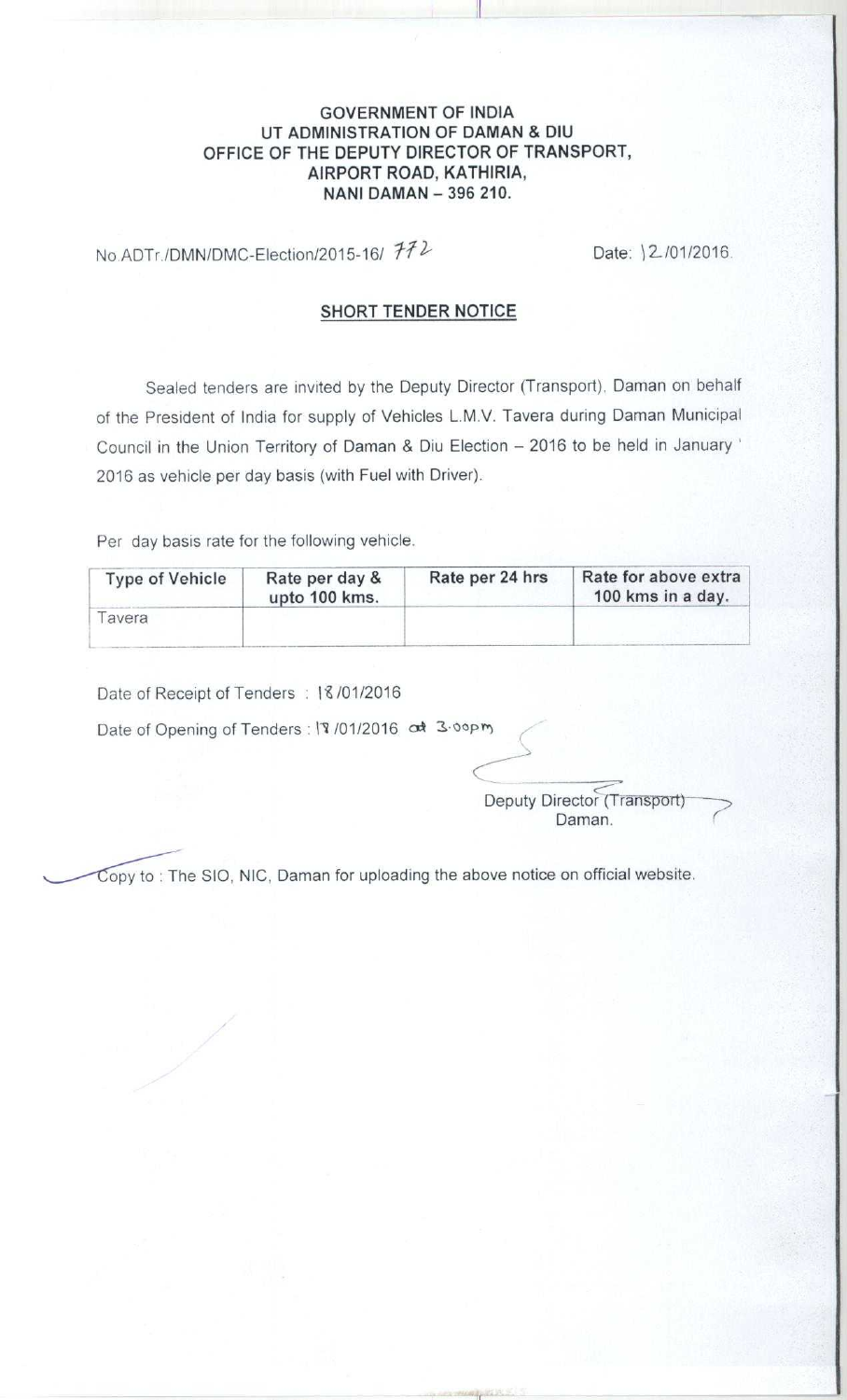**GOVERNMENT OF INDIA**
**UT ADMINISTRATION OF DAMAN & DIU**
**OFFICE OF THE DEPUTY DIRECTOR OF TRANSPORT,**
**AIRPORT ROAD, KATHIRIA,**
**NANI DAMAN – 396 210.**

No.ADTr./DMN/DMC-Election/2015-16/ 772 Date: 12/01/2016.

## SHORT TENDER NOTICE

Sealed tenders are invited by the Deputy Director (Transport), Daman on behalf of the President of India for supply of Vehicles L.M.V. Tavera during Daman Municipal Council in the Union Territory of Daman & Diu Election – 2016 to be held in January ' 2016 as vehicle per day basis (with Fuel with Driver).

Per day basis rate for the following vehicle.

| Type of Vehicle | Rate per day & upto 100 kms. | Rate per 24 hrs | Rate for above extra 100 kms in a day. |
|---|---|---|---|
| Tavera | | | |

Date of Receipt of Tenders : 18/01/2016

Date of Opening of Tenders : 18/01/2016 at 3.00pm

Deputy Director (Transport)
Daman.

Copy to : The SIO, NIC, Daman for uploading the above notice on official website.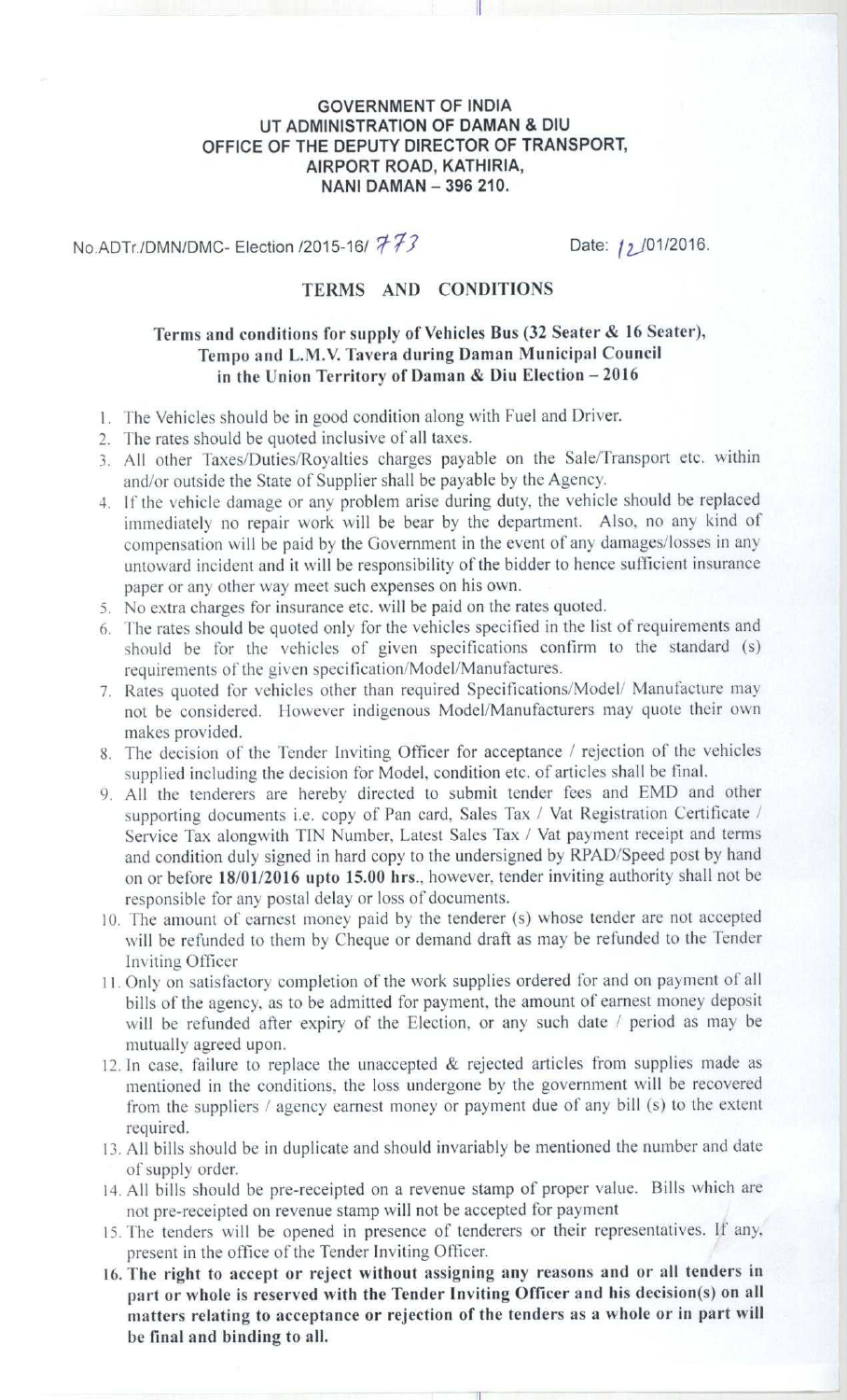**GOVERNMENT OF INDIA**
**UT ADMINISTRATION OF DAMAN & DIU**
**OFFICE OF THE DEPUTY DIRECTOR OF TRANSPORT,**
**AIRPORT ROAD, KATHIRIA,**
**NANI DAMAN – 396 210.**

No.ADTr./DMN/DMC- Election /2015-16/ 773 Date: 12/01/2016.

## TERMS AND CONDITIONS

### Terms and conditions for supply of Vehicles Bus (32 Seater & 16 Seater), Tempo and L.M.V. Tavera during Daman Municipal Council in the Union Territory of Daman & Diu Election – 2016

1. The Vehicles should be in good condition along with Fuel and Driver.
2. The rates should be quoted inclusive of all taxes.
3. All other Taxes/Duties/Royalties charges payable on the Sale/Transport etc. within and/or outside the State of Supplier shall be payable by the Agency.
4. If the vehicle damage or any problem arise during duty, the vehicle should be replaced immediately no repair work will be bear by the department. Also, no any kind of compensation will be paid by the Government in the event of any damages/losses in any untoward incident and it will be responsibility of the bidder to hence sufficient insurance paper or any other way meet such expenses on his own.
5. No extra charges for insurance etc. will be paid on the rates quoted.
6. The rates should be quoted only for the vehicles specified in the list of requirements and should be for the vehicles of given specifications confirm to the standard (s) requirements of the given specification/Model/Manufactures.
7. Rates quoted for vehicles other than required Specifications/Model/ Manufacture may not be considered. However indigenous Model/Manufacturers may quote their own makes provided.
8. The decision of the Tender Inviting Officer for acceptance / rejection of the vehicles supplied including the decision for Model, condition etc. of articles shall be final.
9. All the tenderers are hereby directed to submit tender fees and EMD and other supporting documents i.e. copy of Pan card, Sales Tax / Vat Registration Certificate / Service Tax alongwith TIN Number, Latest Sales Tax / Vat payment receipt and terms and condition duly signed in hard copy to the undersigned by RPAD/Speed post by hand on or before **18/01/2016 upto 15.00 hrs.**, however, tender inviting authority shall not be responsible for any postal delay or loss of documents.
10. The amount of earnest money paid by the tenderer (s) whose tender are not accepted will be refunded to them by Cheque or demand draft as may be refunded to the Tender Inviting Officer
11. Only on satisfactory completion of the work supplies ordered for and on payment of all bills of the agency, as to be admitted for payment, the amount of earnest money deposit will be refunded after expiry of the Election, or any such date / period as may be mutually agreed upon.
12. In case, failure to replace the unaccepted & rejected articles from supplies made as mentioned in the conditions, the loss undergone by the government will be recovered from the suppliers / agency earnest money or payment due of any bill (s) to the extent required.
13. All bills should be in duplicate and should invariably be mentioned the number and date of supply order.
14. All bills should be pre-receipted on a revenue stamp of proper value. Bills which are not pre-receipted on revenue stamp will not be accepted for payment
15. The tenders will be opened in presence of tenderers or their representatives. If any, present in the office of the Tender Inviting Officer.
16. **The right to accept or reject without assigning any reasons and or all tenders in part or whole is reserved with the Tender Inviting Officer and his decision(s) on all matters relating to acceptance or rejection of the tenders as a whole or in part will be final and binding to all.**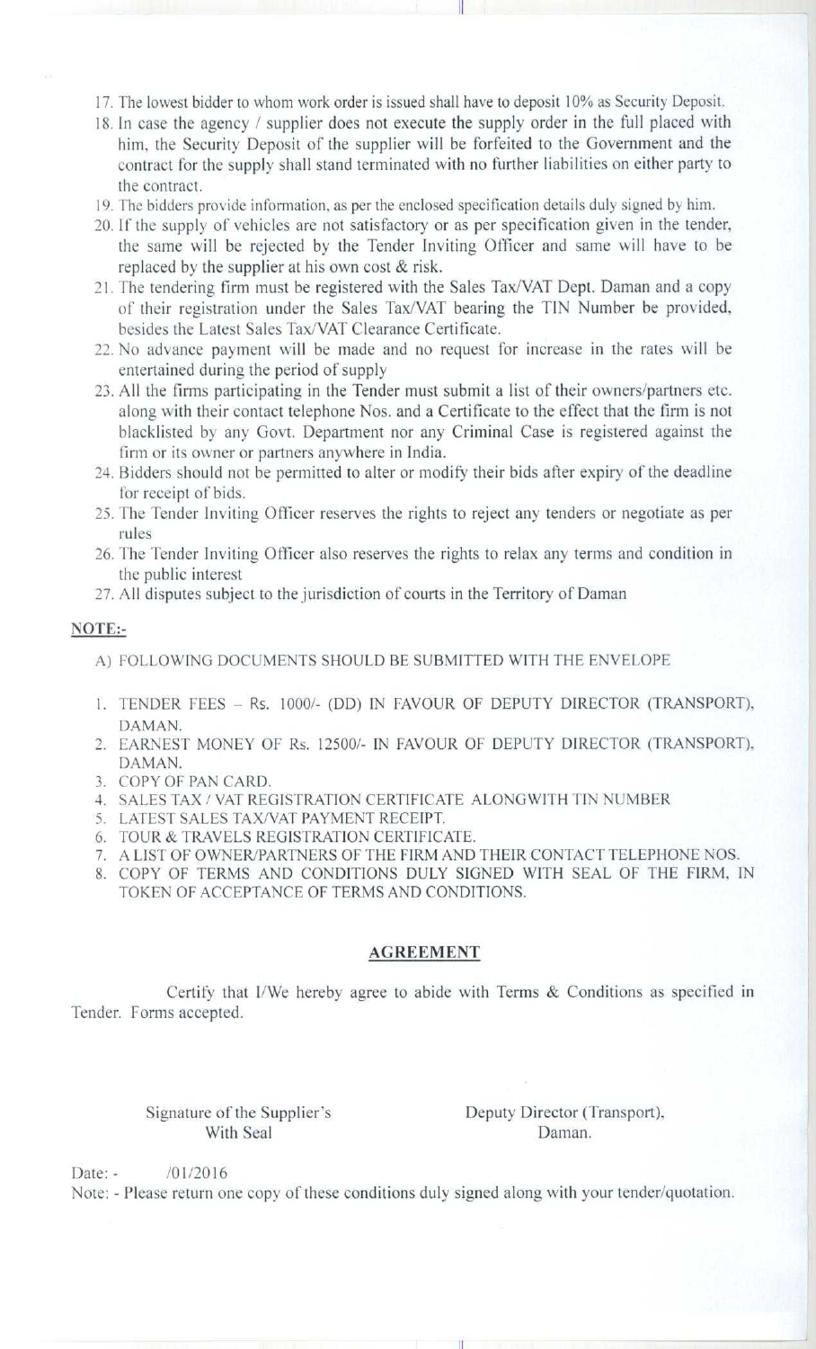17. The lowest bidder to whom work order is issued shall have to deposit 10% as Security Deposit.
18. In case the agency / supplier does not execute the supply order in the full placed with him, the Security Deposit of the supplier will be forfeited to the Government and the contract for the supply shall stand terminated with no further liabilities on either party to the contract.
19. The bidders provide information, as per the enclosed specification details duly signed by him.
20. If the supply of vehicles are not satisfactory or as per specification given in the tender, the same will be rejected by the Tender Inviting Officer and same will have to be replaced by the supplier at his own cost & risk.
21. The tendering firm must be registered with the Sales Tax/VAT Dept. Daman and a copy of their registration under the Sales Tax/VAT bearing the TIN Number be provided, besides the Latest Sales Tax/VAT Clearance Certificate.
22. No advance payment will be made and no request for increase in the rates will be entertained during the period of supply
23. All the firms participating in the Tender must submit a list of their owners/partners etc. along with their contact telephone Nos. and a Certificate to the effect that the firm is not blacklisted by any Govt. Department nor any Criminal Case is registered against the firm or its owner or partners anywhere in India.
24. Bidders should not be permitted to alter or modify their bids after expiry of the deadline for receipt of bids.
25. The Tender Inviting Officer reserves the rights to reject any tenders or negotiate as per rules
26. The Tender Inviting Officer also reserves the rights to relax any terms and condition in the public interest
27. All disputes subject to the jurisdiction of courts in the Territory of Daman

**NOTE:-**

A) FOLLOWING DOCUMENTS SHOULD BE SUBMITTED WITH THE ENVELOPE

1. TENDER FEES – Rs. 1000/- (DD) IN FAVOUR OF DEPUTY DIRECTOR (TRANSPORT), DAMAN.
2. EARNEST MONEY OF Rs. 12500/- IN FAVOUR OF DEPUTY DIRECTOR (TRANSPORT), DAMAN.
3. COPY OF PAN CARD.
4. SALES TAX / VAT REGISTRATION CERTIFICATE ALONGWITH TIN NUMBER
5. LATEST SALES TAX/VAT PAYMENT RECEIPT.
6. TOUR & TRAVELS REGISTRATION CERTIFICATE.
7. A LIST OF OWNER/PARTNERS OF THE FIRM AND THEIR CONTACT TELEPHONE NOS.
8. COPY OF TERMS AND CONDITIONS DULY SIGNED WITH SEAL OF THE FIRM, IN TOKEN OF ACCEPTANCE OF TERMS AND CONDITIONS.

## AGREEMENT

Certify that I/We hereby agree to abide with Terms & Conditions as specified in Tender. Forms accepted.

Signature of the Supplier's
With Seal

Deputy Director (Transport),
Daman.

Date: - /01/2016

Note: - Please return one copy of these conditions duly signed along with your tender/quotation.